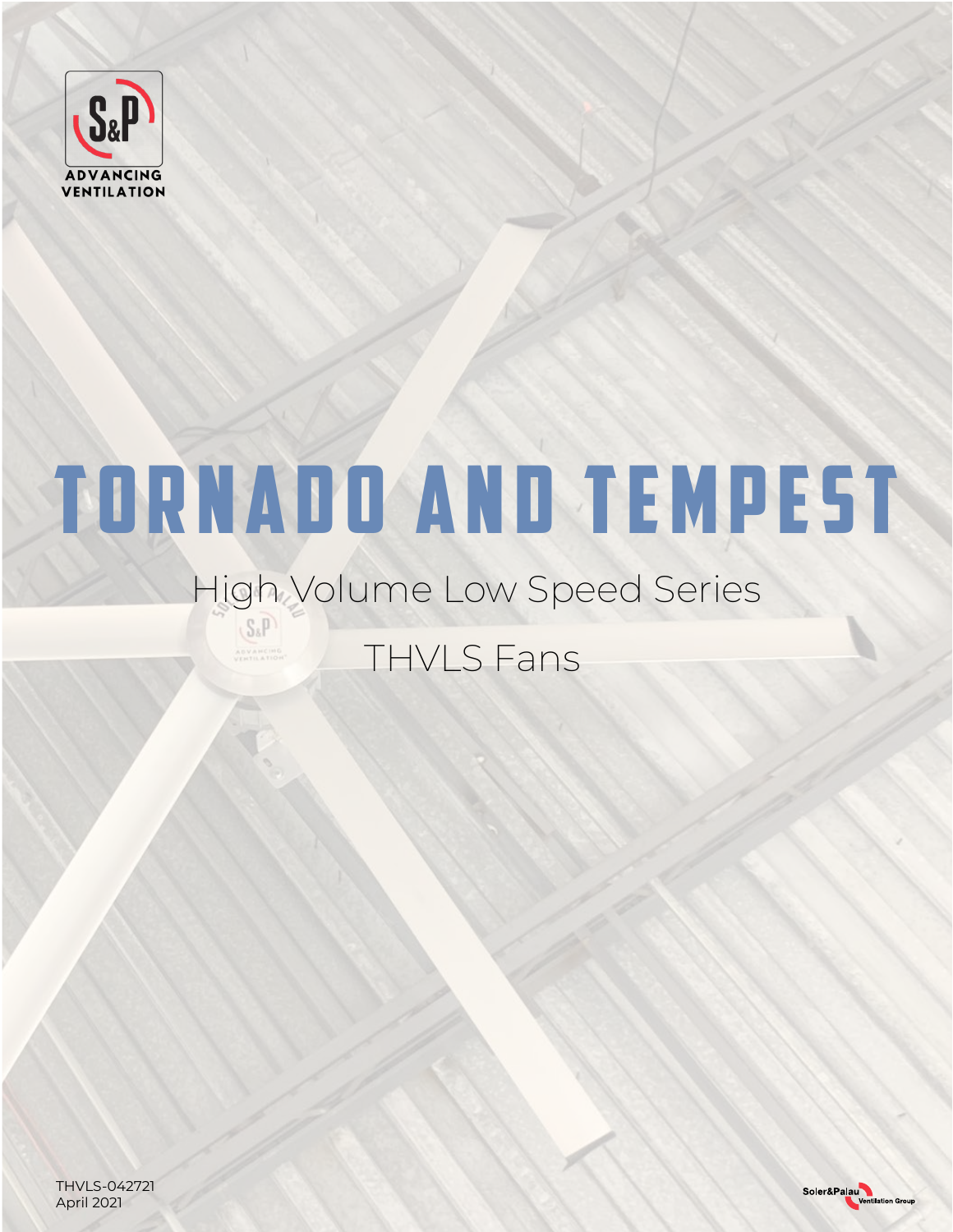ADVANCING VENTILATION

# TORNADO AND TEMPEST

## High Volume Low Speed Series

## THVLS Fans

THVLS-042721
April 2021

Soler&Palau Ventilation Group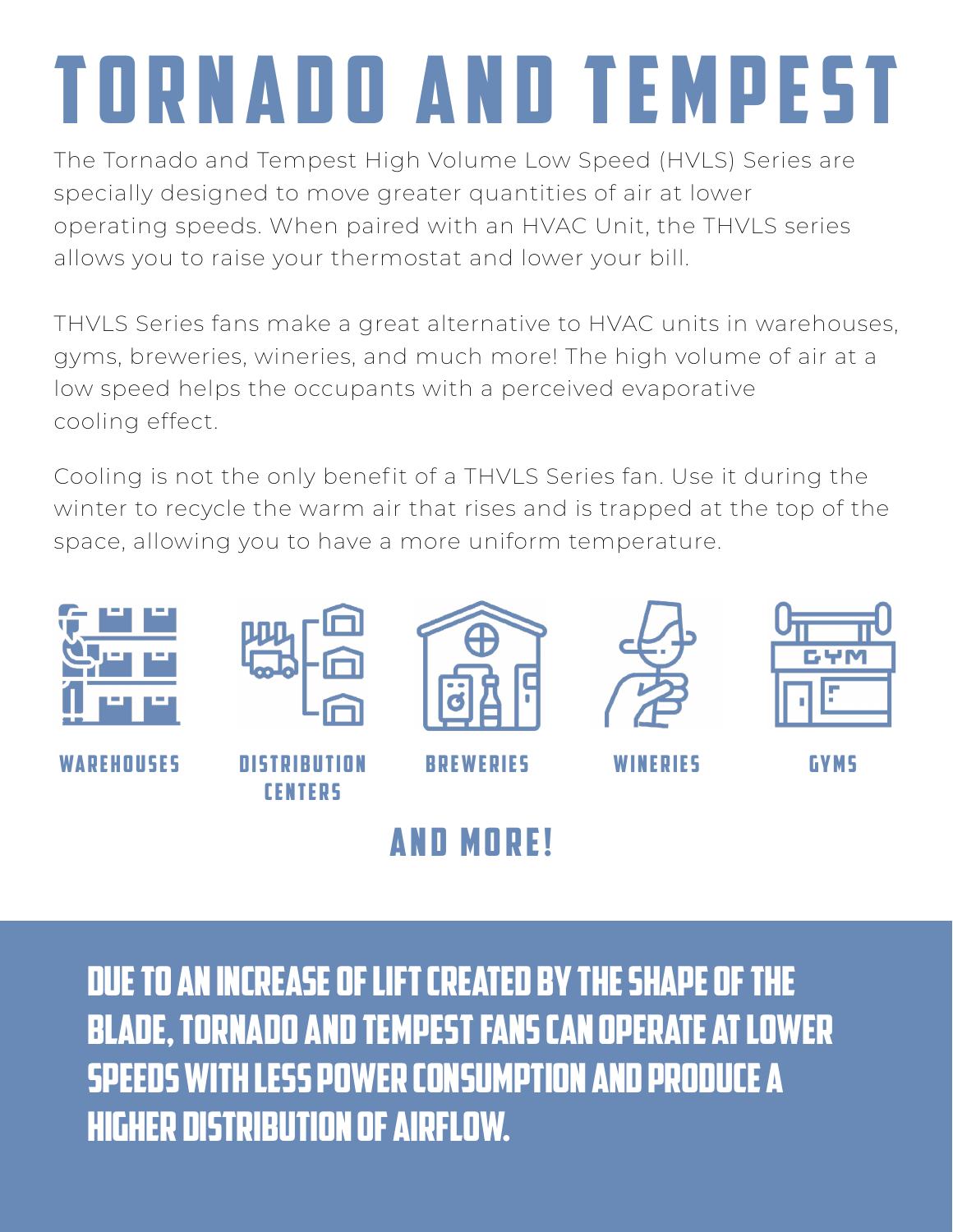# TORNADO AND TEMPEST

The Tornado and Tempest High Volume Low Speed (HVLS) Series are specially designed to move greater quantities of air at lower operating speeds. When paired with an HVAC Unit, the THVLS series allows you to raise your thermostat and lower your bill.

THVLS Series fans make a great alternative to HVAC units in warehouses, gyms, breweries, wineries, and much more! The high volume of air at a low speed helps the occupants with a perceived evaporative cooling effect.

Cooling is not the only benefit of a THVLS Series fan. Use it during the winter to recycle the warm air that rises and is trapped at the top of the space, allowing you to have a more uniform temperature.

WAREHOUSES

DISTRIBUTION CENTERS

BREWERIES

WINERIES

GYMS

## AND MORE!

**DUE TO AN INCREASE OF LIFT CREATED BY THE SHAPE OF THE BLADE, TORNADO AND TEMPEST FANS CAN OPERATE AT LOWER SPEEDS WITH LESS POWER CONSUMPTION AND PRODUCE A HIGHER DISTRIBUTION OF AIRFLOW.**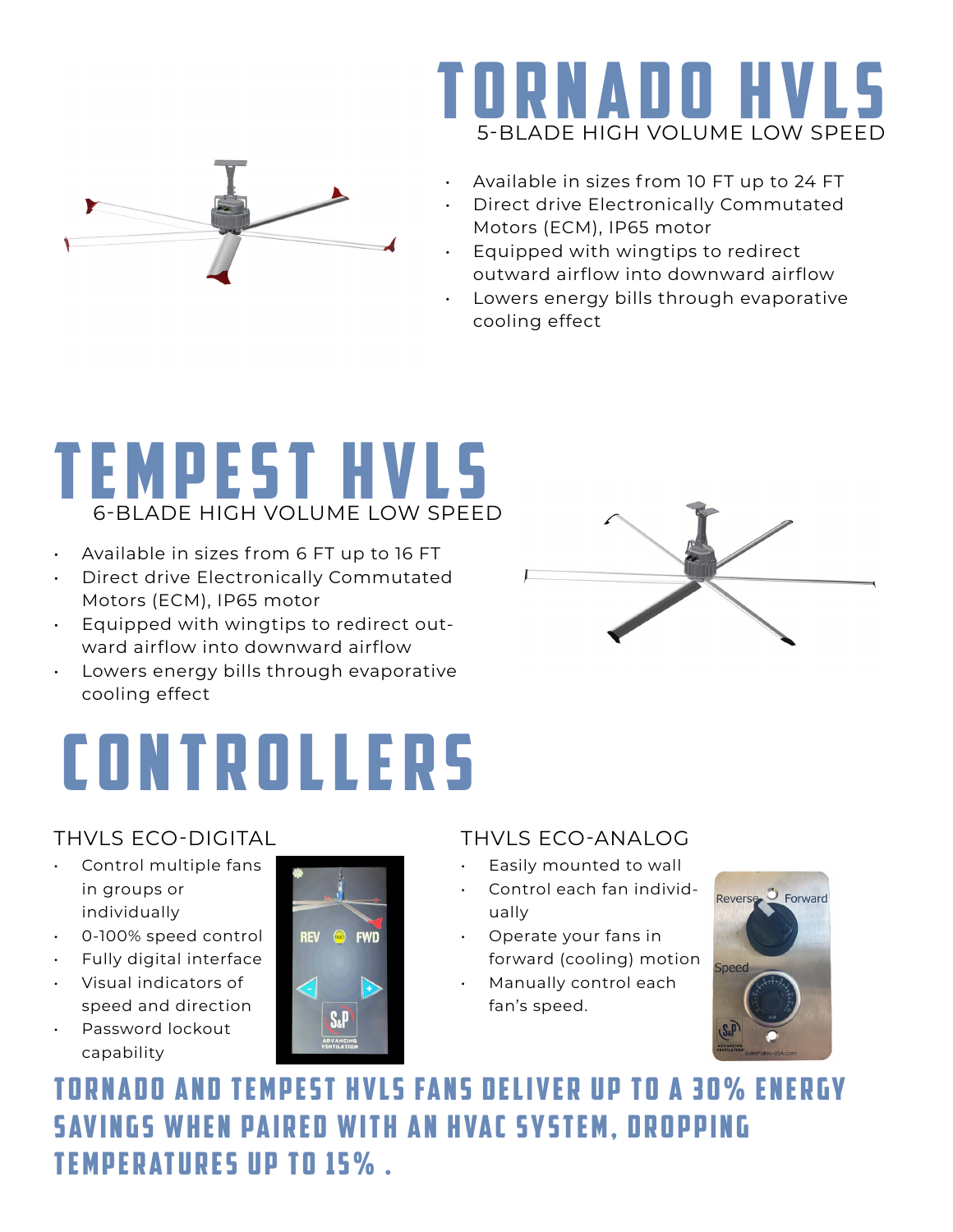# TORNADO HVLS

5-BLADE HIGH VOLUME LOW SPEED

- Available in sizes from 10 FT up to 24 FT
- Direct drive Electronically Commutated Motors (ECM), IP65 motor
- Equipped with wingtips to redirect outward airflow into downward airflow
- Lowers energy bills through evaporative cooling effect

# TEMPEST HVLS

6-BLADE HIGH VOLUME LOW SPEED

- Available in sizes from 6 FT up to 16 FT
- Direct drive Electronically Commutated Motors (ECM), IP65 motor
- Equipped with wingtips to redirect outward airflow into downward airflow
- Lowers energy bills through evaporative cooling effect

# CONTROLLERS

## THVLS ECO-DIGITAL

- Control multiple fans in groups or individually
- 0-100% speed control
- Fully digital interface
- Visual indicators of speed and direction
- Password lockout capability

## THVLS ECO-ANALOG

- Easily mounted to wall
- Control each fan individually
- Operate your fans in forward (cooling) motion
- Manually control each fan's speed.

## TORNADO AND TEMPEST HVLS FANS DELIVER UP TO A 30% ENERGY SAVINGS WHEN PAIRED WITH AN HVAC SYSTEM, DROPPING TEMPERATURES UP TO 15% .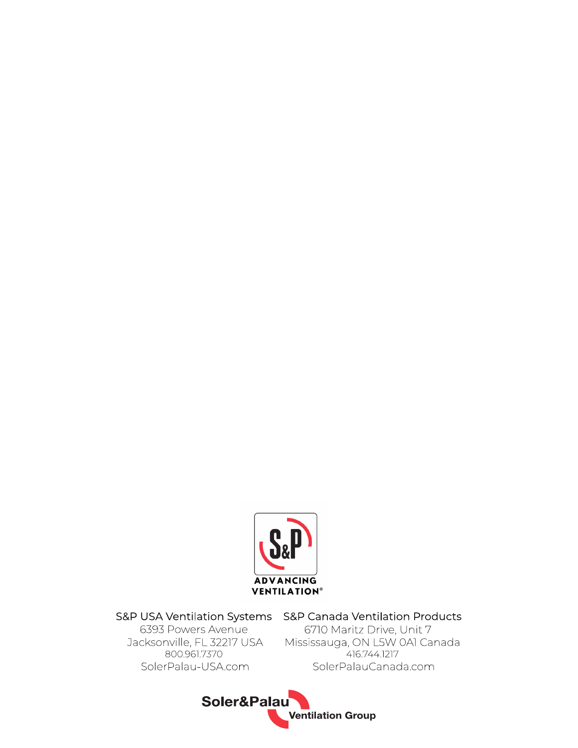ADVANCING VENTILATION®

**S&P USA Ventilation Systems**
6393 Powers Avenue
Jacksonville, FL 32217 USA
800.961.7370
SolerPalau-USA.com

**S&P Canada Ventilation Products**
6710 Maritz Drive, Unit 7
Mississauga, ON L5W 0A1 Canada
416.744.1217
SolerPalauCanada.com

Soler&Palau Ventilation Group